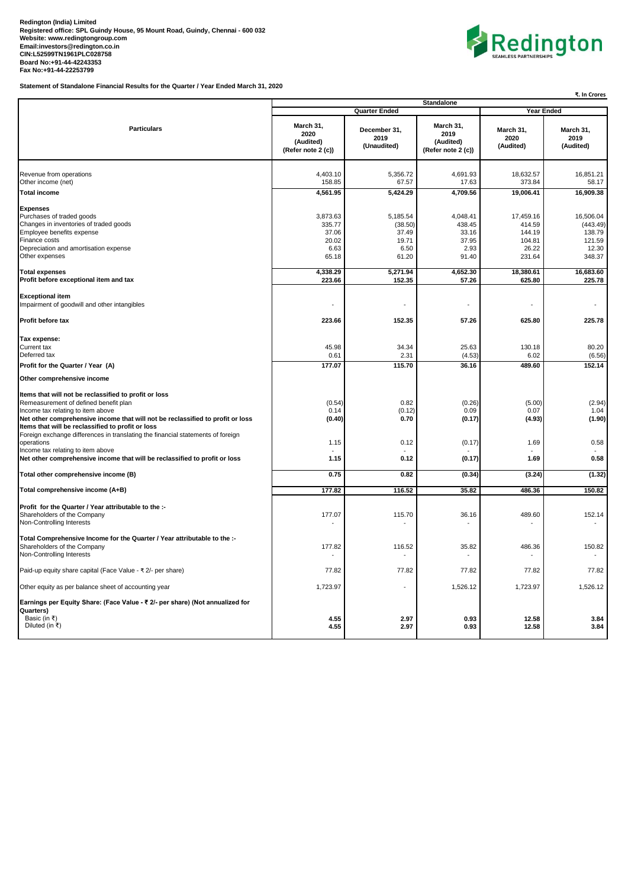**Redington (India) Limited**
**Registered office: SPL Guindy House, 95 Mount Road, Guindy, Chennai - 600 032**
**Website: www.redingtongroup.com**
**Email:investors@redington.co.in**
**CIN:L52599TN1961PLC028758**
**Board No:+91-44-42243353**
**Fax No:+91-44-22253799**

**Statement of Standalone Financial Results for the Quarter / Year Ended March 31, 2020**

₹. In Crores

| Particulars | Standalone | | | | |
|---|---|---|---|---|---|
| | Quarter Ended | | | Year Ended | |
| | March 31, 2020 (Audited) (Refer note 2 (c)) | December 31, 2019 (Unaudited) | March 31, 2019 (Audited) (Refer note 2 (c)) | March 31, 2020 (Audited) | March 31, 2019 (Audited) |
| Revenue from operations | 4,403.10 | 5,356.72 | 4,691.93 | 18,632.57 | 16,851.21 |
| Other income (net) | 158.85 | 67.57 | 17.63 | 373.84 | 58.17 |
| **Total income** | **4,561.95** | **5,424.29** | **4,709.56** | **19,006.41** | **16,909.38** |
| **Expenses** | | | | | |
| Purchases of traded goods | 3,873.63 | 5,185.54 | 4,048.41 | 17,459.16 | 16,506.04 |
| Changes in inventories of traded goods | 335.77 | (38.50) | 438.45 | 414.59 | (443.49) |
| Employee benefits expense | 37.06 | 37.49 | 33.16 | 144.19 | 138.79 |
| Finance costs | 20.02 | 19.71 | 37.95 | 104.81 | 121.59 |
| Depreciation and amortisation expense | 6.63 | 6.50 | 2.93 | 26.22 | 12.30 |
| Other expenses | 65.18 | 61.20 | 91.40 | 231.64 | 348.37 |
| **Total expenses** | **4,338.29** | **5,271.94** | **4,652.30** | **18,380.61** | **16,683.60** |
| **Profit before exceptional item and tax** | **223.66** | **152.35** | **57.26** | **625.80** | **225.78** |
| **Exceptional item** | | | | | |
| Impairment of goodwill and other intangibles | - | - | - | - | - |
| **Profit before tax** | **223.66** | **152.35** | **57.26** | **625.80** | **225.78** |
| **Tax expense:** | | | | | |
| Current tax | 45.98 | 34.34 | 25.63 | 130.18 | 80.20 |
| Deferred tax | 0.61 | 2.31 | (4.53) | 6.02 | (6.56) |
| **Profit for the Quarter / Year (A)** | **177.07** | **115.70** | **36.16** | **489.60** | **152.14** |
| **Other comprehensive income** | | | | | |
| **Items that will not be reclassified to profit or loss** | | | | | |
| Remeasurement of defined benefit plan | (0.54) | 0.82 | (0.26) | (5.00) | (2.94) |
| Income tax relating to item above | 0.14 | (0.12) | 0.09 | 0.07 | 1.04 |
| **Net other comprehensive income that will not be reclassified to profit or loss** | **(0.40)** | **0.70** | **(0.17)** | **(4.93)** | **(1.90)** |
| **Items that will be reclassified to profit or loss** | | | | | |
| Foreign exchange differences in translating the financial statements of foreign operations | 1.15 | 0.12 | (0.17) | 1.69 | 0.58 |
| Income tax relating to item above | - | - | - | - | - |
| **Net other comprehensive income that will be reclassified to profit or loss** | **1.15** | **0.12** | **(0.17)** | **1.69** | **0.58** |
| **Total other comprehensive income (B)** | **0.75** | **0.82** | **(0.34)** | **(3.24)** | **(1.32)** |
| **Total comprehensive income (A+B)** | **177.82** | **116.52** | **35.82** | **486.36** | **150.82** |
| **Profit for the Quarter / Year attributable to the :-** | | | | | |
| Shareholders of the Company | 177.07 | 115.70 | 36.16 | 489.60 | 152.14 |
| Non-Controlling Interests | - | - | - | - | - |
| **Total Comprehensive Income for the Quarter / Year attributable to the :-** | | | | | |
| Shareholders of the Company | 177.82 | 116.52 | 35.82 | 486.36 | 150.82 |
| Non-Controlling Interests | - | - | - | - | - |
| Paid-up equity share capital (Face Value - ₹ 2/- per share) | 77.82 | 77.82 | 77.82 | 77.82 | 77.82 |
| Other equity as per balance sheet of accounting year | 1,723.97 | - | 1,526.12 | 1,723.97 | 1,526.12 |
| **Earnings per Equity Share: (Face Value - ₹ 2/- per share) (Not annualized for Quarters)** | | | | | |
| Basic (in ₹) | **4.55** | **2.97** | **0.93** | **12.58** | **3.84** |
| Diluted (in ₹) | **4.55** | **2.97** | **0.93** | **12.58** | **3.84** |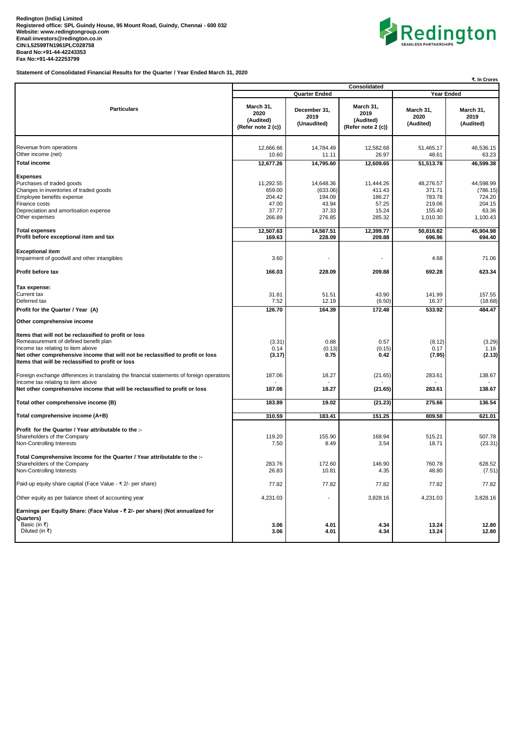**Redington (India) Limited**
**Registered office: SPL Guindy House, 95 Mount Road, Guindy, Chennai - 600 032**
**Website: www.redingtongroup.com**
**Email:investors@redington.co.in**
**CIN:L52599TN1961PLC028758**
**Board No:+91-44-42243353**
**Fax No:+91-44-22253799**

**Statement of Consolidated Financial Results for the Quarter / Year Ended March 31, 2020**

₹. In Crores

| Particulars | Consolidated | | | | |
|---|---|---|---|---|---|
| | Quarter Ended | | | Year Ended | |
| | March 31, 2020 (Audited) (Refer note 2 (c)) | December 31, 2019 (Unaudited) | March 31, 2019 (Audited) (Refer note 2 (c)) | March 31, 2020 (Audited) | March 31, 2019 (Audited) |
| Revenue from operations | 12,666.66 | 14,784.49 | 12,582.68 | 51,465.17 | 46,536.15 |
| Other income (net) | 10.60 | 11.11 | 26.97 | 48.61 | 63.23 |
| **Total income** | **12,677.26** | **14,795.60** | **12,609.65** | **51,513.78** | **46,599.38** |
| **Expenses** | | | | | |
| Purchases of traded goods | 11,292.55 | 14,648.36 | 11,444.26 | 48,276.57 | 44,598.99 |
| Changes in inventories of traded goods | 659.00 | (633.06) | 411.43 | 371.71 | (786.15) |
| Employee benefits expense | 204.42 | 194.09 | 186.27 | 783.78 | 724.20 |
| Finance costs | 47.00 | 43.94 | 57.25 | 219.06 | 204.15 |
| Depreciation and amortisation expense | 37.77 | 37.33 | 15.24 | 155.40 | 63.36 |
| Other expenses | 266.89 | 276.85 | 285.32 | 1,010.30 | 1,100.43 |
| **Total expenses** | **12,507.63** | **14,567.51** | **12,399.77** | **50,816.82** | **45,904.98** |
| **Profit before exceptional item and tax** | **169.63** | **228.09** | **209.88** | **696.96** | **694.40** |
| **Exceptional item** | | | | | |
| Impairment of goodwill and other intangibles | 3.60 | - | - | 4.68 | 71.06 |
| **Profit before tax** | **166.03** | **228.09** | **209.88** | **692.28** | **623.34** |
| **Tax expense:** | | | | | |
| Current tax | 31.81 | 51.51 | 43.90 | 141.99 | 157.55 |
| Deferred tax | 7.52 | 12.19 | (6.50) | 16.37 | (18.68) |
| **Profit for the Quarter / Year (A)** | **126.70** | **164.39** | **172.48** | **533.92** | **484.47** |
| **Other comprehensive income** | | | | | |
| **Items that will not be reclassified to profit or loss** | | | | | |
| Remeasurement of defined benefit plan | (3.31) | 0.88 | 0.57 | (8.12) | (3.29) |
| Income tax relating to item above | 0.14 | (0.13) | (0.15) | 0.17 | 1.16 |
| **Net other comprehensive income that will not be reclassified to profit or loss** | **(3.17)** | **0.75** | **0.42** | **(7.95)** | **(2.13)** |
| **Items that will be reclassified to profit or loss** | | | | | |
| Foreign exchange differences in translating the financial statements of foreign operations | 187.06 | 18.27 | (21.65) | 283.61 | 138.67 |
| Income tax relating to item above | - | - | - | - | - |
| **Net other comprehensive income that will be reclassified to profit or loss** | **187.06** | **18.27** | **(21.65)** | **283.61** | **138.67** |
| **Total other comprehensive income (B)** | **183.89** | **19.02** | **(21.23)** | **275.66** | **136.54** |
| **Total comprehensive income (A+B)** | **310.59** | **183.41** | **151.25** | **809.58** | **621.01** |
| **Profit for the Quarter / Year attributable to the :-** | | | | | |
| Shareholders of the Company | 119.20 | 155.90 | 168.94 | 515.21 | 507.78 |
| Non-Controlling Interests | 7.50 | 8.49 | 3.54 | 18.71 | (23.31) |
| **Total Comprehensive Income for the Quarter / Year attributable to the :-** | | | | | |
| Shareholders of the Company | 283.76 | 172.60 | 146.90 | 760.78 | 628.52 |
| Non-Controlling Interests | 26.83 | 10.81 | 4.35 | 48.80 | (7.51) |
| Paid-up equity share capital (Face Value - ₹ 2/- per share) | 77.82 | 77.82 | 77.82 | 77.82 | 77.82 |
| Other equity as per balance sheet of accounting year | 4,231.03 | - | 3,828.16 | 4,231.03 | 3,828.16 |
| **Earnings per Equity Share: (Face Value - ₹ 2/- per share) (Not annualized for Quarters)** | | | | | |
| Basic (in ₹) | **3.06** | **4.01** | **4.34** | **13.24** | **12.80** |
| Diluted (in ₹) | **3.06** | **4.01** | **4.34** | **13.24** | **12.80** |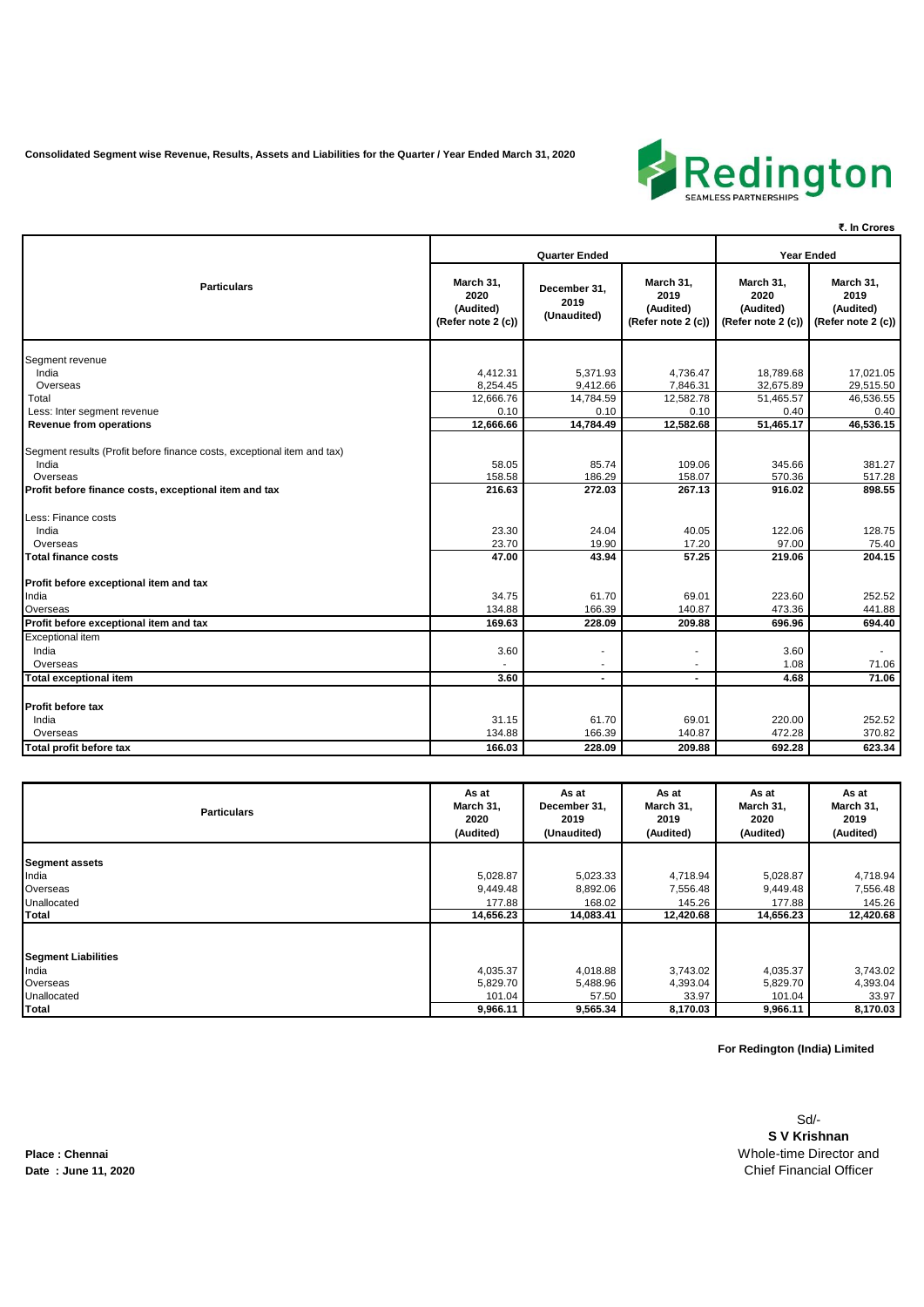**Consolidated Segment wise Revenue, Results, Assets and Liabilities for the Quarter / Year Ended March 31, 2020**

Redington
SEAMLESS PARTNERSHIPS

₹. In Crores

| Particulars | Quarter Ended | | | Year Ended | |
|---|---|---|---|---|---|
| | March 31, 2020 (Audited) (Refer note 2 (c)) | December 31, 2019 (Unaudited) | March 31, 2019 (Audited) (Refer note 2 (c)) | March 31, 2020 (Audited) (Refer note 2 (c)) | March 31, 2019 (Audited) (Refer note 2 (c)) |
| Segment revenue | | | | | |
| India | 4,412.31 | 5,371.93 | 4,736.47 | 18,789.68 | 17,021.05 |
| Overseas | 8,254.45 | 9,412.66 | 7,846.31 | 32,675.89 | 29,515.50 |
| Total | 12,666.76 | 14,784.59 | 12,582.78 | 51,465.57 | 46,536.55 |
| Less: Inter segment revenue | 0.10 | 0.10 | 0.10 | 0.40 | 0.40 |
| **Revenue from operations** | **12,666.66** | **14,784.49** | **12,582.68** | **51,465.17** | **46,536.15** |
| Segment results (Profit before finance costs, exceptional item and tax) | | | | | |
| India | 58.05 | 85.74 | 109.06 | 345.66 | 381.27 |
| Overseas | 158.58 | 186.29 | 158.07 | 570.36 | 517.28 |
| **Profit before finance costs, exceptional item and tax** | **216.63** | **272.03** | **267.13** | **916.02** | **898.55** |
| Less: Finance costs | | | | | |
| India | 23.30 | 24.04 | 40.05 | 122.06 | 128.75 |
| Overseas | 23.70 | 19.90 | 17.20 | 97.00 | 75.40 |
| **Total finance costs** | **47.00** | **43.94** | **57.25** | **219.06** | **204.15** |
| **Profit before exceptional item and tax** | | | | | |
| India | 34.75 | 61.70 | 69.01 | 223.60 | 252.52 |
| Overseas | 134.88 | 166.39 | 140.87 | 473.36 | 441.88 |
| **Profit before exceptional item and tax** | **169.63** | **228.09** | **209.88** | **696.96** | **694.40** |
| Exceptional item | | | | | |
| India | 3.60 | - | - | 3.60 | - |
| Overseas | - | - | - | 1.08 | 71.06 |
| **Total exceptional item** | **3.60** | **-** | **-** | **4.68** | **71.06** |
| **Profit before tax** | | | | | |
| India | 31.15 | 61.70 | 69.01 | 220.00 | 252.52 |
| Overseas | 134.88 | 166.39 | 140.87 | 472.28 | 370.82 |
| **Total profit before tax** | **166.03** | **228.09** | **209.88** | **692.28** | **623.34** |

| Particulars | As at March 31, 2020 (Audited) | As at December 31, 2019 (Unaudited) | As at March 31, 2019 (Audited) | As at March 31, 2020 (Audited) | As at March 31, 2019 (Audited) |
|---|---|---|---|---|---|
| **Segment assets** | | | | | |
| India | 5,028.87 | 5,023.33 | 4,718.94 | 5,028.87 | 4,718.94 |
| Overseas | 9,449.48 | 8,892.06 | 7,556.48 | 9,449.48 | 7,556.48 |
| Unallocated | 177.88 | 168.02 | 145.26 | 177.88 | 145.26 |
| **Total** | **14,656.23** | **14,083.41** | **12,420.68** | **14,656.23** | **12,420.68** |
| **Segment Liabilities** | | | | | |
| India | 4,035.37 | 4,018.88 | 3,743.02 | 4,035.37 | 3,743.02 |
| Overseas | 5,829.70 | 5,488.96 | 4,393.04 | 5,829.70 | 4,393.04 |
| Unallocated | 101.04 | 57.50 | 33.97 | 101.04 | 33.97 |
| **Total** | **9,966.11** | **9,565.34** | **8,170.03** | **9,966.11** | **8,170.03** |

**For Redington (India) Limited**

Sd/-
**S V Krishnan**
Whole-time Director and
Chief Financial Officer

**Place : Chennai**
**Date : June 11, 2020**